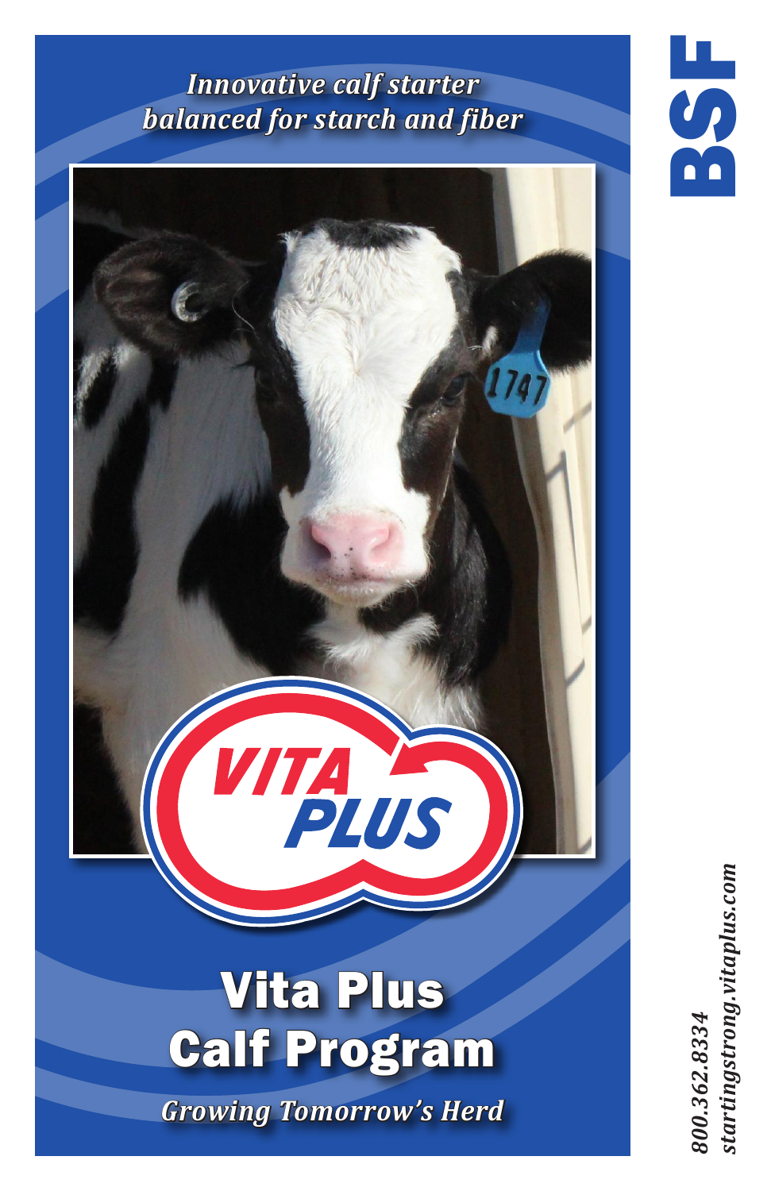*Innovative calf starter balanced for starch and fiber*

VITA PLUS

# Vita Plus Calf Program

*Growing Tomorrow's Herd*

BSF

*800.362.8334*
*startingstrong.vitaplus.com*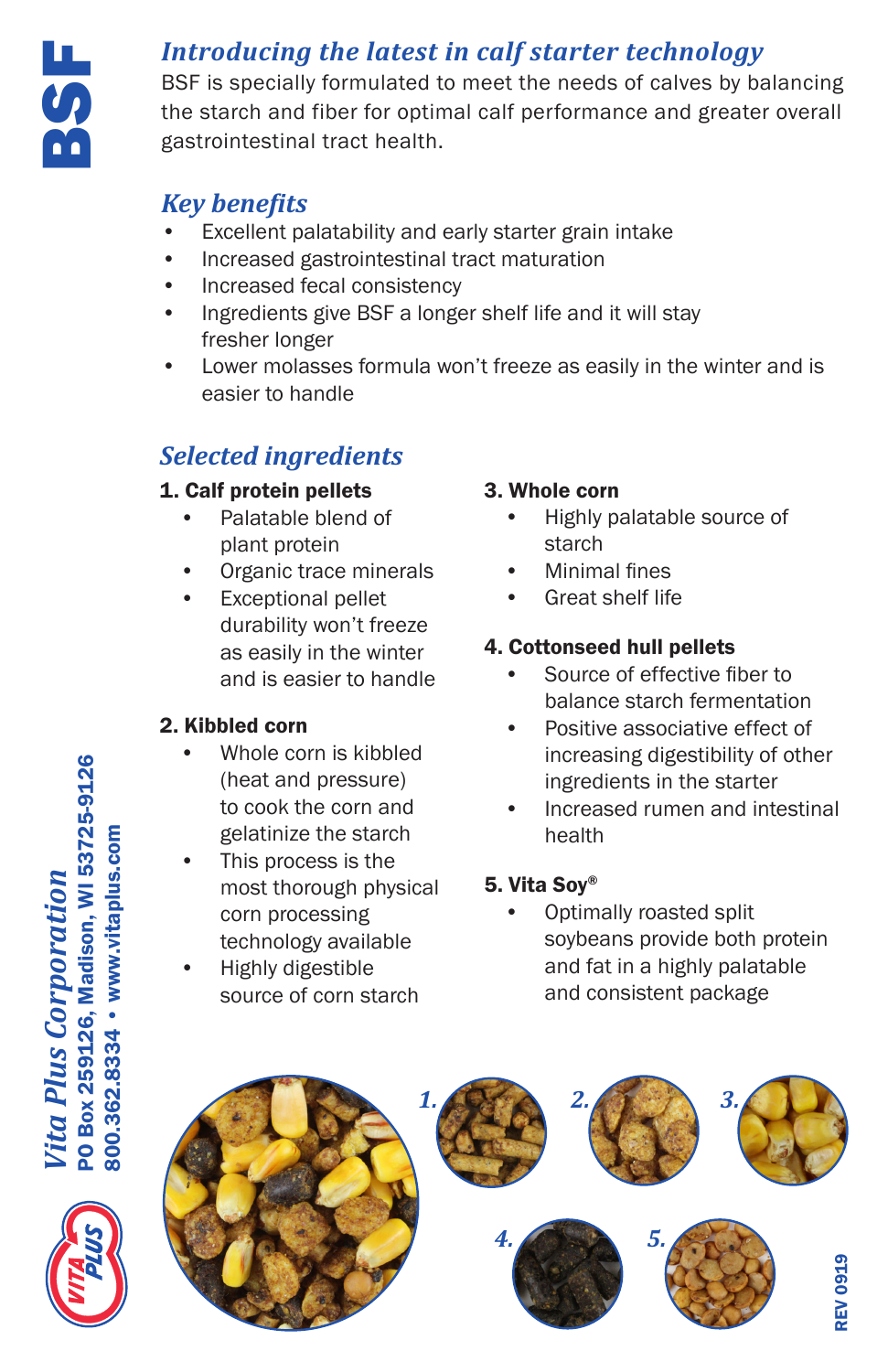# BSF

## *Introducing the latest in calf starter technology*

BSF is specially formulated to meet the needs of calves by balancing the starch and fiber for optimal calf performance and greater overall gastrointestinal tract health.

## *Key benefits*

- Excellent palatability and early starter grain intake
- Increased gastrointestinal tract maturation
- Increased fecal consistency
- Ingredients give BSF a longer shelf life and it will stay fresher longer
- Lower molasses formula won't freeze as easily in the winter and is easier to handle

## *Selected ingredients*

**1. Calf protein pellets**

- Palatable blend of plant protein
- Organic trace minerals
- Exceptional pellet durability won't freeze as easily in the winter and is easier to handle

**2. Kibbled corn**

- Whole corn is kibbled (heat and pressure) to cook the corn and gelatinize the starch
- This process is the most thorough physical corn processing technology available
- Highly digestible source of corn starch

**3. Whole corn**

- Highly palatable source of starch
- Minimal fines
- Great shelf life

**4. Cottonseed hull pellets**

- Source of effective fiber to balance starch fermentation
- Positive associative effect of increasing digestibility of other ingredients in the starter
- Increased rumen and intestinal health

**5. Vita Soy®**

- Optimally roasted split soybeans provide both protein and fat in a highly palatable and consistent package

1. 2. 3. 4. 5.

*Vita Plus Corporation*
PO Box 259126, Madison, WI 53725-9126
800.362.8334 • www.vitaplus.com

VITA PLUS

REV 0919